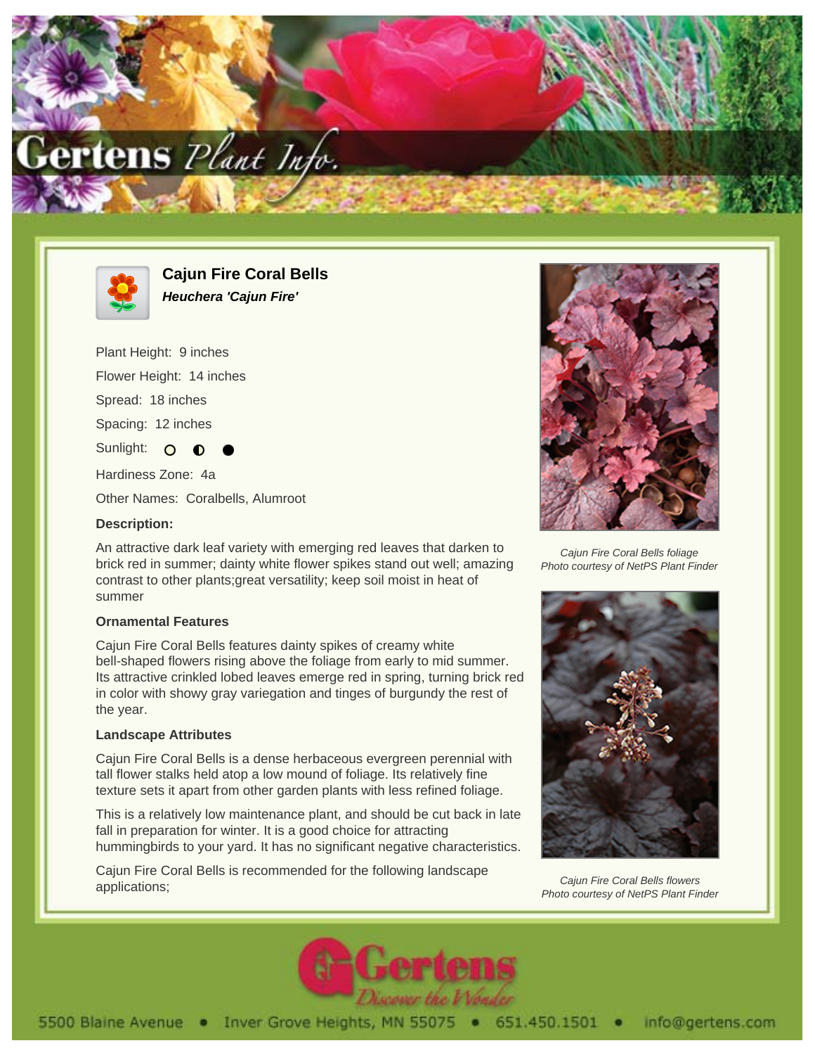# Cajun Fire Coral Bells

***Heuchera 'Cajun Fire'***

Plant Height: 9 inches

Flower Height: 14 inches

Spread: 18 inches

Spacing: 12 inches

Sunlight: ○ ◐ ●

Hardiness Zone: 4a

Other Names: Coralbells, Alumroot

### Description:

An attractive dark leaf variety with emerging red leaves that darken to brick red in summer; dainty white flower spikes stand out well; amazing contrast to other plants;great versatility; keep soil moist in heat of summer

### Ornamental Features

Cajun Fire Coral Bells features dainty spikes of creamy white bell-shaped flowers rising above the foliage from early to mid summer. Its attractive crinkled lobed leaves emerge red in spring, turning brick red in color with showy gray variegation and tinges of burgundy the rest of the year.

### Landscape Attributes

Cajun Fire Coral Bells is a dense herbaceous evergreen perennial with tall flower stalks held atop a low mound of foliage. Its relatively fine texture sets it apart from other garden plants with less refined foliage.

This is a relatively low maintenance plant, and should be cut back in late fall in preparation for winter. It is a good choice for attracting hummingbirds to your yard. It has no significant negative characteristics.

Cajun Fire Coral Bells is recommended for the following landscape applications;

*Cajun Fire Coral Bells foliage*
*Photo courtesy of NetPS Plant Finder*

*Cajun Fire Coral Bells flowers*
*Photo courtesy of NetPS Plant Finder*

5500 Blaine Avenue • Inver Grove Heights, MN 55075 • 651.450.1501 • info@gertens.com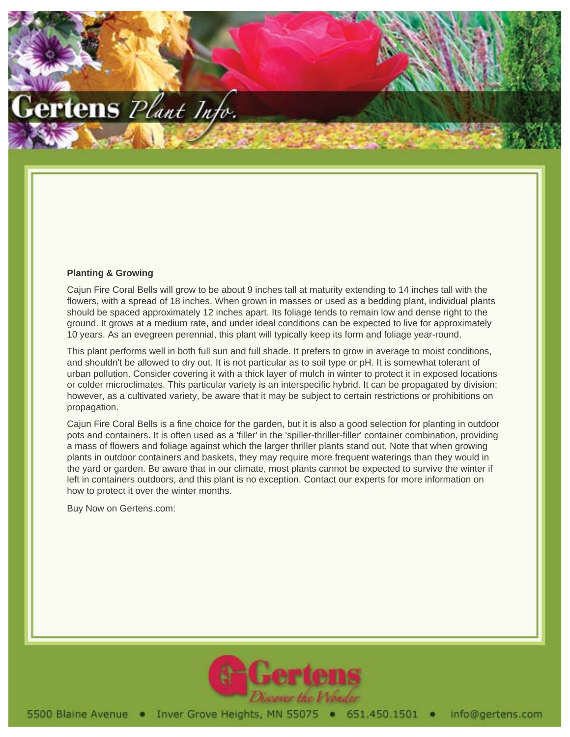**Planting & Growing**

Cajun Fire Coral Bells will grow to be about 9 inches tall at maturity extending to 14 inches tall with the flowers, with a spread of 18 inches. When grown in masses or used as a bedding plant, individual plants should be spaced approximately 12 inches apart. Its foliage tends to remain low and dense right to the ground. It grows at a medium rate, and under ideal conditions can be expected to live for approximately 10 years. As an evegreen perennial, this plant will typically keep its form and foliage year-round.

This plant performs well in both full sun and full shade. It prefers to grow in average to moist conditions, and shouldn't be allowed to dry out. It is not particular as to soil type or pH. It is somewhat tolerant of urban pollution. Consider covering it with a thick layer of mulch in winter to protect it in exposed locations or colder microclimates. This particular variety is an interspecific hybrid. It can be propagated by division; however, as a cultivated variety, be aware that it may be subject to certain restrictions or prohibitions on propagation.

Cajun Fire Coral Bells is a fine choice for the garden, but it is also a good selection for planting in outdoor pots and containers. It is often used as a 'filler' in the 'spiller-thriller-filler' container combination, providing a mass of flowers and foliage against which the larger thriller plants stand out. Note that when growing plants in outdoor containers and baskets, they may require more frequent waterings than they would in the yard or garden. Be aware that in our climate, most plants cannot be expected to survive the winter if left in containers outdoors, and this plant is no exception. Contact our experts for more information on how to protect it over the winter months.

Buy Now on Gertens.com: